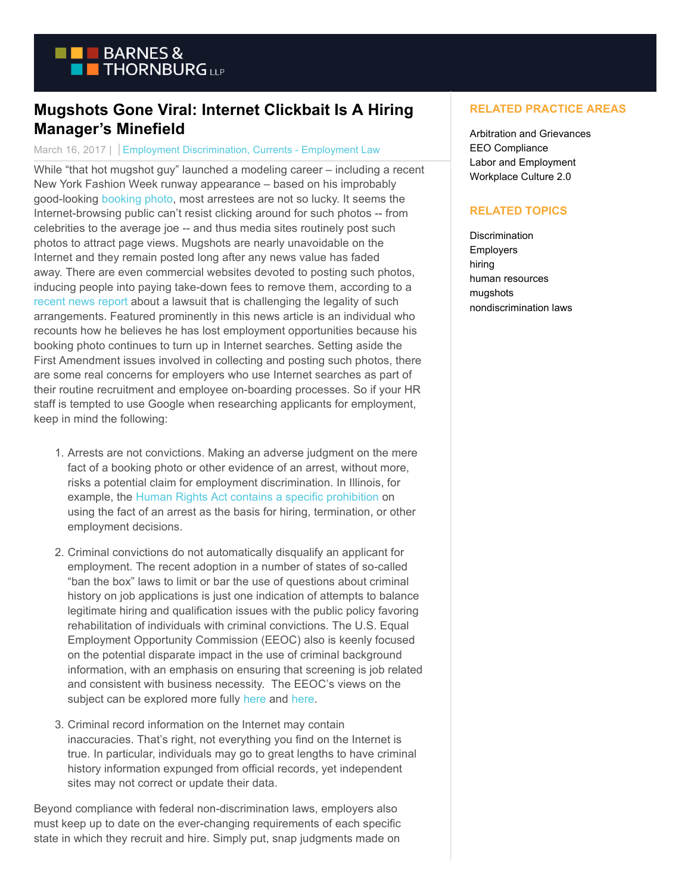# Mugshots Gone Viral: Internet Clickbait Is A Hiring Manager's Minefield

March 16, 2017 | | Employment Discrimination, Currents - Employment Law

While "that hot mugshot guy" launched a modeling career – including a recent New York Fashion Week runway appearance – based on his improbably good-looking booking photo, most arrestees are not so lucky. It seems the Internet-browsing public can't resist clicking around for such photos -- from celebrities to the average joe -- and thus media sites routinely post such photos to attract page views. Mugshots are nearly unavoidable on the Internet and they remain posted long after any news value has faded away. There are even commercial websites devoted to posting such photos, inducing people into paying take-down fees to remove them, according to a recent news report about a lawsuit that is challenging the legality of such arrangements. Featured prominently in this news article is an individual who recounts how he believes he has lost employment opportunities because his booking photo continues to turn up in Internet searches. Setting aside the First Amendment issues involved in collecting and posting such photos, there are some real concerns for employers who use Internet searches as part of their routine recruitment and employee on-boarding processes. So if your HR staff is tempted to use Google when researching applicants for employment, keep in mind the following:

1. Arrests are not convictions. Making an adverse judgment on the mere fact of a booking photo or other evidence of an arrest, without more, risks a potential claim for employment discrimination. In Illinois, for example, the Human Rights Act contains a specific prohibition on using the fact of an arrest as the basis for hiring, termination, or other employment decisions.

2. Criminal convictions do not automatically disqualify an applicant for employment. The recent adoption in a number of states of so-called "ban the box" laws to limit or bar the use of questions about criminal history on job applications is just one indication of attempts to balance legitimate hiring and qualification issues with the public policy favoring rehabilitation of individuals with criminal convictions. The U.S. Equal Employment Opportunity Commission (EEOC) also is keenly focused on the potential disparate impact in the use of criminal background information, with an emphasis on ensuring that screening is job related and consistent with business necessity. The EEOC's views on the subject can be explored more fully here and here.

3. Criminal record information on the Internet may contain inaccuracies. That's right, not everything you find on the Internet is true. In particular, individuals may go to great lengths to have criminal history information expunged from official records, yet independent sites may not correct or update their data.

Beyond compliance with federal non-discrimination laws, employers also must keep up to date on the ever-changing requirements of each specific state in which they recruit and hire. Simply put, snap judgments made on

## RELATED PRACTICE AREAS

- Arbitration and Grievances
- EEO Compliance
- Labor and Employment
- Workplace Culture 2.0

## RELATED TOPICS

- Discrimination
- Employers
- hiring
- human resources
- mugshots
- nondiscrimination laws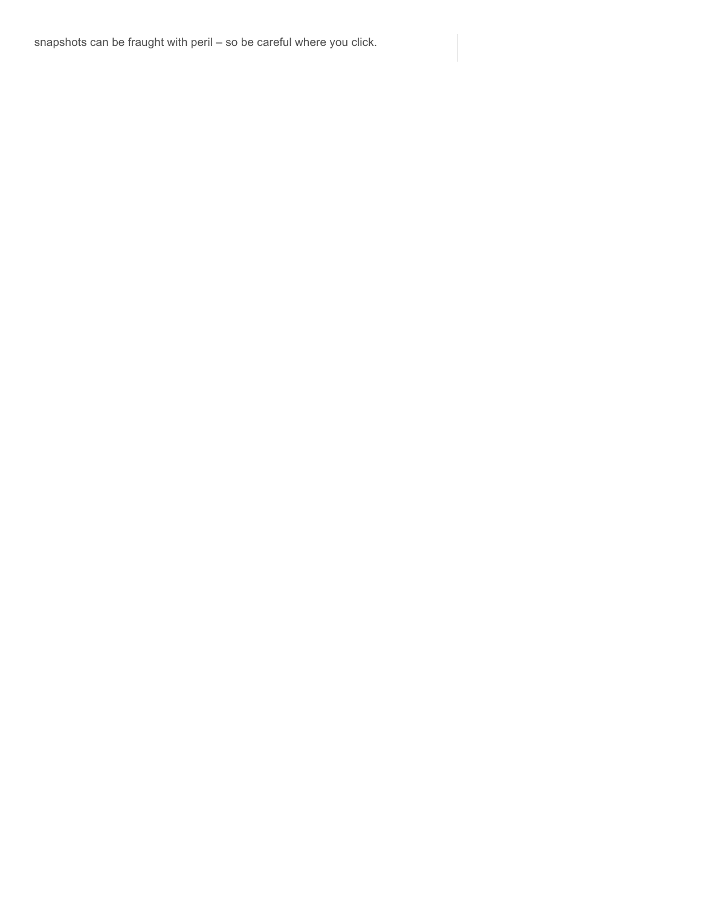snapshots can be fraught with peril – so be careful where you click.